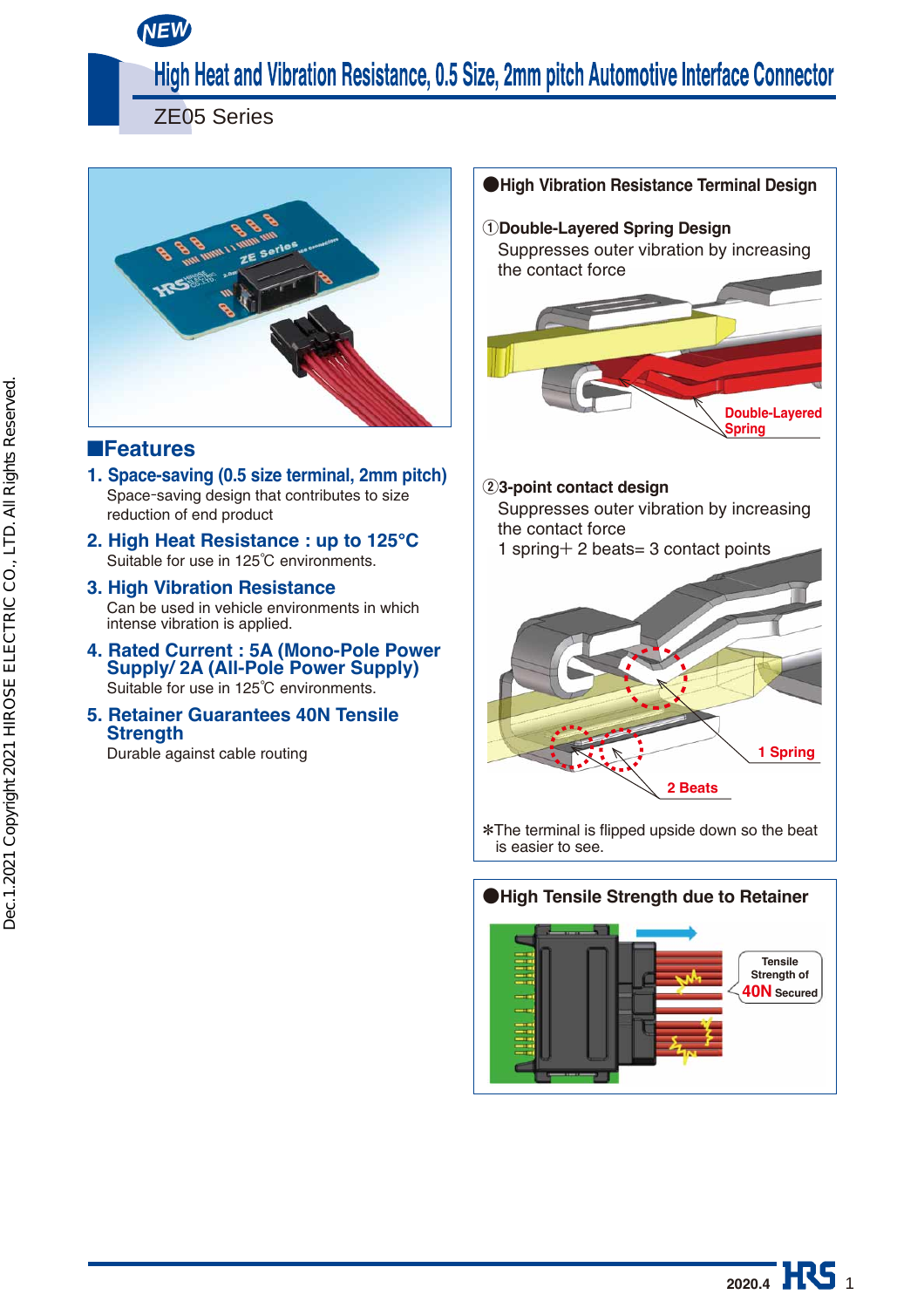NEW

# High Heat and Vibration Resistance, 0.5 Size, 2mm pitch Automotive Interface Connector

ZE05 Series

## ■Features

### 1. Space-saving (0.5 size terminal, 2mm pitch)

Space-saving design that contributes to size reduction of end product

### 2. High Heat Resistance : up to 125°C

Suitable for use in 125℃ environments.

### 3. High Vibration Resistance

Can be used in vehicle environments in which intense vibration is applied.

### 4. Rated Current : 5A (Mono-Pole Power Supply/ 2A (All-Pole Power Supply)

Suitable for use in 125℃ environments.

### 5. Retainer Guarantees 40N Tensile Strength

Durable against cable routing

## ●High Vibration Resistance Terminal Design

**①Double-Layered Spring Design**

Suppresses outer vibration by increasing the contact force

Double-Layered Spring

**②3-point contact design**

Suppresses outer vibration by increasing the contact force

1 spring+ 2 beats= 3 contact points

1 Spring

2 Beats

*The terminal is flipped upside down so the beat is easier to see.

## ●High Tensile Strength due to Retainer

Tensile Strength of 40N Secured

Dec.1.2021 Copyright 2021 HIROSE ELECTRIC CO., LTD. All Rights Reserved.

2020.4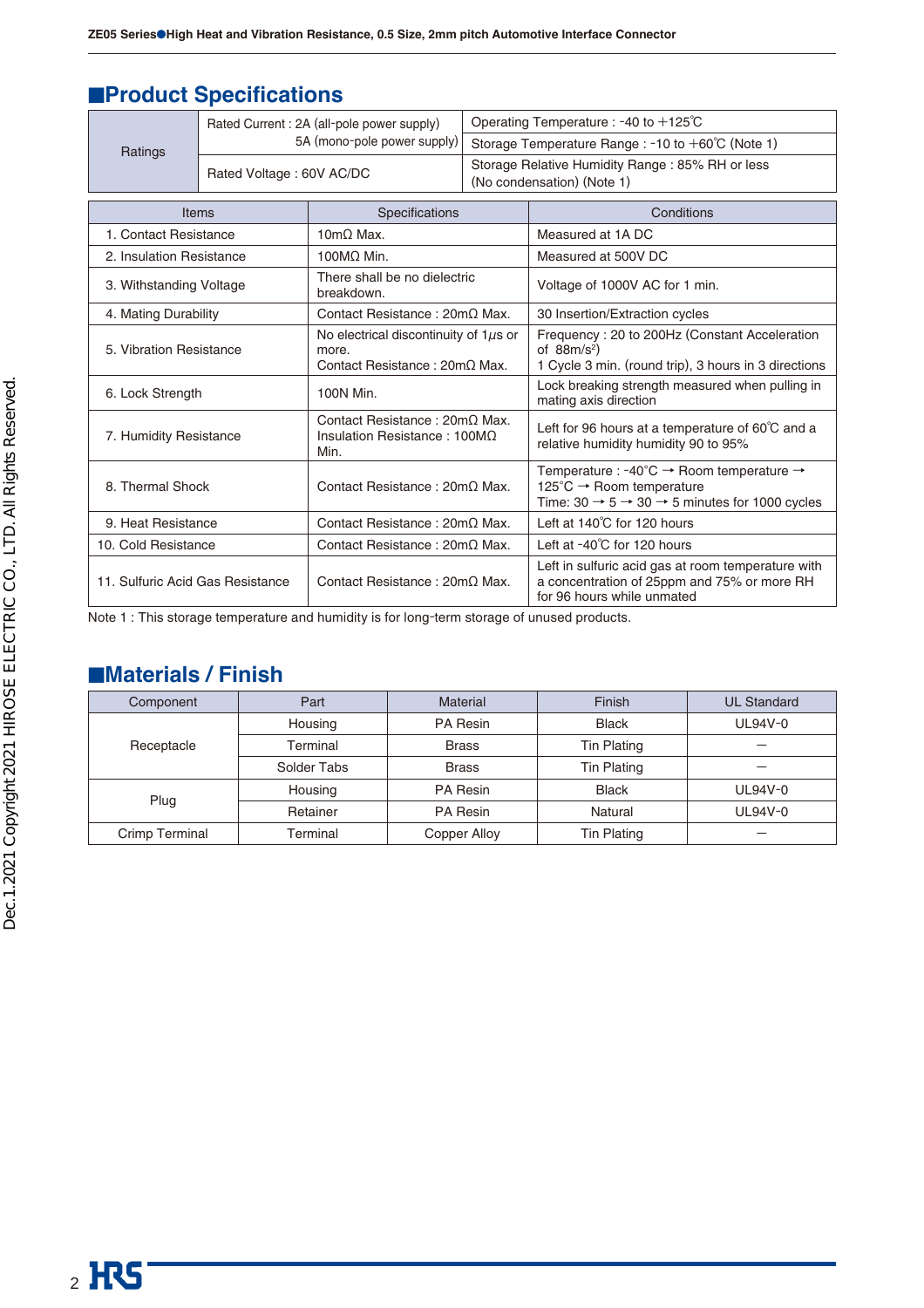## ■Product Specifications

| Ratings | | |
|---|---|---|
| Ratings | Rated Current : 2A (all-pole power supply)<br>5A (mono-pole power supply) | Operating Temperature : -40 to +125℃ |
| | | Storage Temperature Range : -10 to +60℃ (Note 1) |
| | Rated Voltage : 60V AC/DC | Storage Relative Humidity Range : 85% RH or less (No condensation) (Note 1) |

| Items | Specifications | Conditions |
|---|---|---|
| 1. Contact Resistance | 10mΩ Max. | Measured at 1A DC |
| 2. Insulation Resistance | 100MΩ Min. | Measured at 500V DC |
| 3. Withstanding Voltage | There shall be no dielectric breakdown. | Voltage of 1000V AC for 1 min. |
| 4. Mating Durability | Contact Resistance : 20mΩ Max. | 30 Insertion/Extraction cycles |
| 5. Vibration Resistance | No electrical discontinuity of 1μs or more.<br>Contact Resistance : 20mΩ Max. | Frequency : 20 to 200Hz (Constant Acceleration of 88m/s²)<br>1 Cycle 3 min. (round trip), 3 hours in 3 directions |
| 6. Lock Strength | 100N Min. | Lock breaking strength measured when pulling in mating axis direction |
| 7. Humidity Resistance | Contact Resistance : 20mΩ Max.<br>Insulation Resistance : 100MΩ Min. | Left for 96 hours at a temperature of 60℃ and a relative humidity humidity 90 to 95% |
| 8. Thermal Shock | Contact Resistance : 20mΩ Max. | Temperature : -40˚C → Room temperature → 125˚C → Room temperature<br>Time: 30 → 5 → 30 → 5 minutes for 1000 cycles |
| 9. Heat Resistance | Contact Resistance : 20mΩ Max. | Left at 140℃ for 120 hours |
| 10. Cold Resistance | Contact Resistance : 20mΩ Max. | Left at -40℃ for 120 hours |
| 11. Sulfuric Acid Gas Resistance | Contact Resistance : 20mΩ Max. | Left in sulfuric acid gas at room temperature with a concentration of 25ppm and 75% or more RH for 96 hours while unmated |

Note 1 : This storage temperature and humidity is for long-term storage of unused products.

## ■Materials / Finish

| Component | Part | Material | Finish | UL Standard |
|---|---|---|---|---|
| Receptacle | Housing | PA Resin | Black | UL94V-0 |
| | Terminal | Brass | Tin Plating | — |
| | Solder Tabs | Brass | Tin Plating | — |
| Plug | Housing | PA Resin | Black | UL94V-0 |
| | Retainer | PA Resin | Natural | UL94V-0 |
| Crimp Terminal | Terminal | Copper Alloy | Tin Plating | — |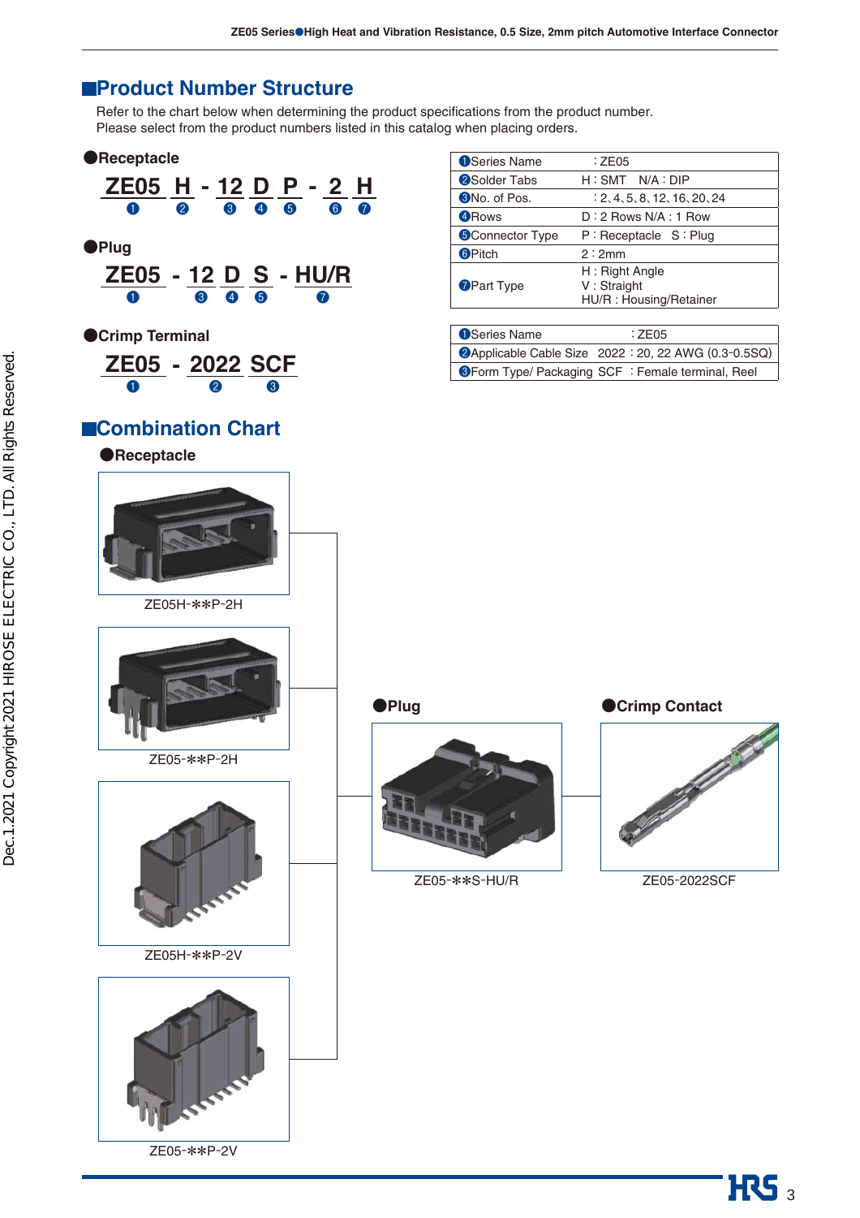## Product Number Structure

Refer to the chart below when determining the product specifications from the product number.
Please select from the product numbers listed in this catalog when placing orders.

### ●Receptacle

**ZE05 H - 12 D P - 2 H**
❶ ❷ ❸ ❹ ❺ ❻ ❼

### ●Plug

**ZE05 - 12 D S - HU/R**
❶ ❸ ❹ ❺ ❼

| | |
|---|---|
| ❶Series Name | : ZE05 |
| ❷Solder Tabs | H : SMT N/A : DIP |
| ❸No. of Pos. | : 2、4、5、8、12、16、20、24 |
| ❹Rows | D : 2 Rows N/A : 1 Row |
| ❺Connector Type | P : Receptacle S : Plug |
| ❻Pitch | 2 : 2mm |
| ❼Part Type | H : Right Angle<br>V : Straight<br>HU/R : Housing/Retainer |

### ●Crimp Terminal

**ZE05 - 2022 SCF**
❶ ❷ ❸

| | |
|---|---|
| ❶Series Name | : ZE05 |
| ❷Applicable Cable Size 2022 | : 20, 22 AWG (0.3-0.5SQ) |
| ❸Form Type/ Packaging SCF | : Female terminal, Reel |

## Combination Chart

### ●Receptacle

ZE05H-✻✻P-2H

ZE05-✻✻P-2H

ZE05H-✻✻P-2V

ZE05-✻✻P-2V

### ●Plug

ZE05-✻✻S-HU/R

### ●Crimp Contact

ZE05-2022SCF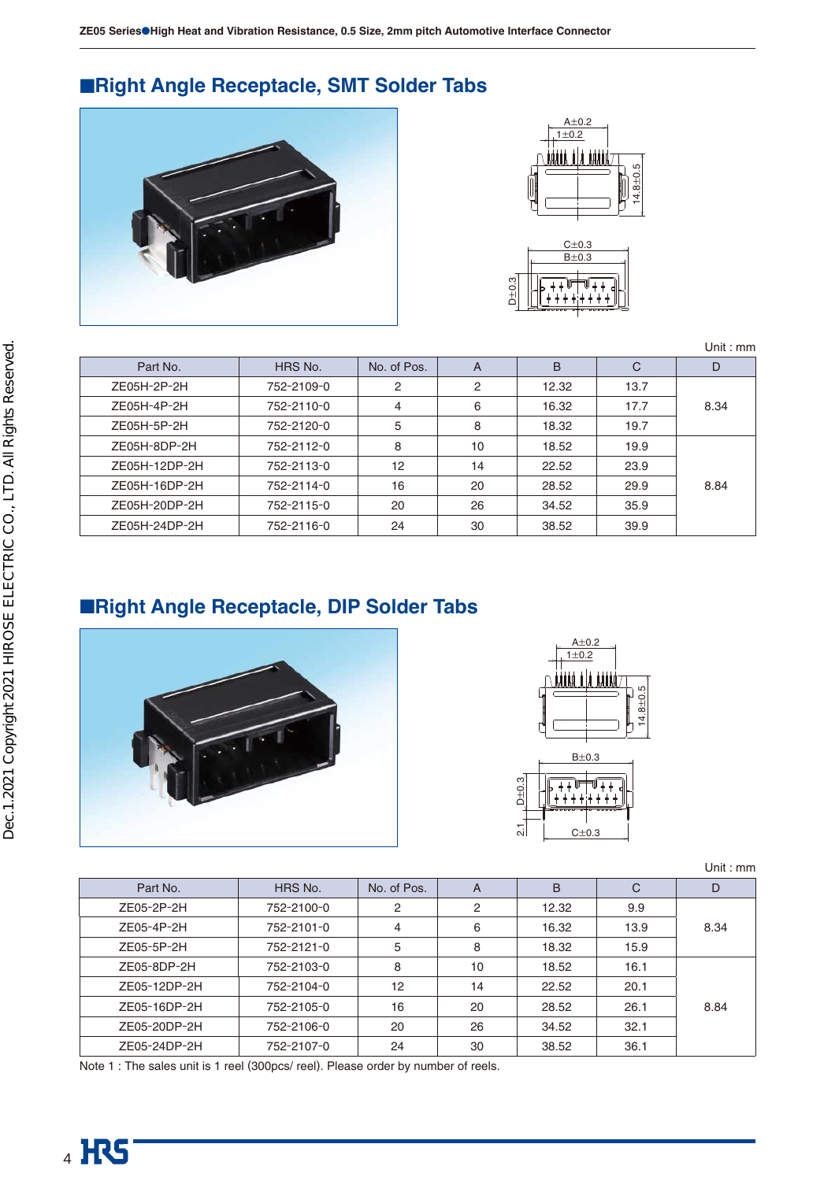## ■Right Angle Receptacle, SMT Solder Tabs

Unit : mm

| Part No. | HRS No. | No. of Pos. | A | B | C | D |
|---|---|---|---|---|---|---|
| ZE05H-2P-2H | 752-2109-0 | 2 | 2 | 12.32 | 13.7 | 8.34 |
| ZE05H-4P-2H | 752-2110-0 | 4 | 6 | 16.32 | 17.7 | |
| ZE05H-5P-2H | 752-2120-0 | 5 | 8 | 18.32 | 19.7 | |
| ZE05H-8DP-2H | 752-2112-0 | 8 | 10 | 18.52 | 19.9 | 8.84 |
| ZE05H-12DP-2H | 752-2113-0 | 12 | 14 | 22.52 | 23.9 | |
| ZE05H-16DP-2H | 752-2114-0 | 16 | 20 | 28.52 | 29.9 | |
| ZE05H-20DP-2H | 752-2115-0 | 20 | 26 | 34.52 | 35.9 | |
| ZE05H-24DP-2H | 752-2116-0 | 24 | 30 | 38.52 | 39.9 | |

## ■Right Angle Receptacle, DIP Solder Tabs

Unit : mm

| Part No. | HRS No. | No. of Pos. | A | B | C | D |
|---|---|---|---|---|---|---|
| ZE05-2P-2H | 752-2100-0 | 2 | 2 | 12.32 | 9.9 | 8.34 |
| ZE05-4P-2H | 752-2101-0 | 4 | 6 | 16.32 | 13.9 | |
| ZE05-5P-2H | 752-2121-0 | 5 | 8 | 18.32 | 15.9 | |
| ZE05-8DP-2H | 752-2103-0 | 8 | 10 | 18.52 | 16.1 | 8.84 |
| ZE05-12DP-2H | 752-2104-0 | 12 | 14 | 22.52 | 20.1 | |
| ZE05-16DP-2H | 752-2105-0 | 16 | 20 | 28.52 | 26.1 | |
| ZE05-20DP-2H | 752-2106-0 | 20 | 26 | 34.52 | 32.1 | |
| ZE05-24DP-2H | 752-2107-0 | 24 | 30 | 38.52 | 36.1 | |

Note 1 : The sales unit is 1 reel (300pcs/ reel). Please order by number of reels.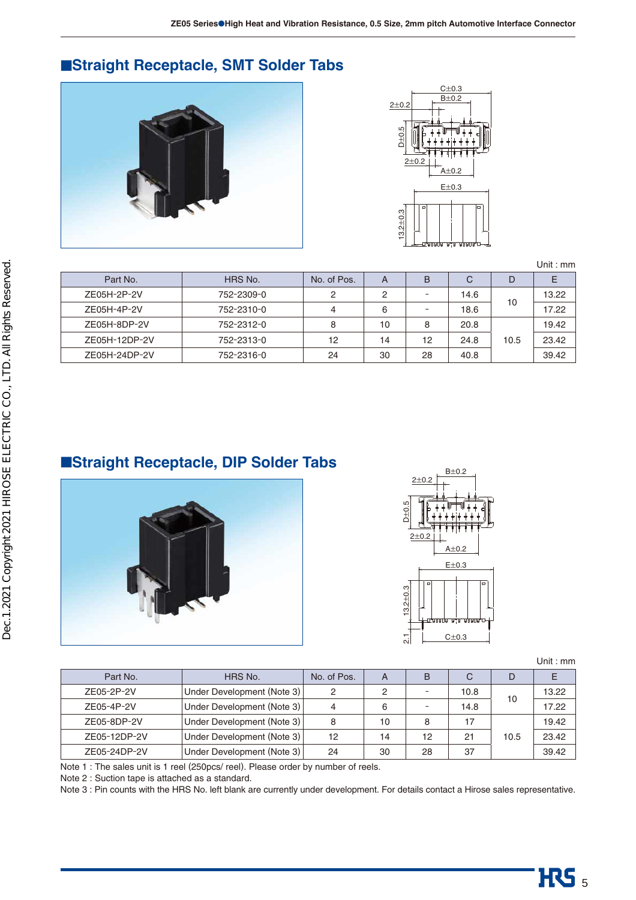## ■Straight Receptacle, SMT Solder Tabs

Unit : mm

| Part No. | HRS No. | No. of Pos. | A | B | C | D | E |
|---|---|---|---|---|---|---|---|
| ZE05H-2P-2V | 752-2309-0 | 2 | 2 | - | 14.6 | 10 | 13.22 |
| ZE05H-4P-2V | 752-2310-0 | 4 | 6 | - | 18.6 | | 17.22 |
| ZE05H-8DP-2V | 752-2312-0 | 8 | 10 | 8 | 20.8 | 10.5 | 19.42 |
| ZE05H-12DP-2V | 752-2313-0 | 12 | 14 | 12 | 24.8 | | 23.42 |
| ZE05H-24DP-2V | 752-2316-0 | 24 | 30 | 28 | 40.8 | | 39.42 |

## ■Straight Receptacle, DIP Solder Tabs

Unit : mm

| Part No. | HRS No. | No. of Pos. | A | B | C | D | E |
|---|---|---|---|---|---|---|---|
| ZE05-2P-2V | Under Development (Note 3) | 2 | 2 | - | 10.8 | 10 | 13.22 |
| ZE05-4P-2V | Under Development (Note 3) | 4 | 6 | - | 14.8 | | 17.22 |
| ZE05-8DP-2V | Under Development (Note 3) | 8 | 10 | 8 | 17 | 10.5 | 19.42 |
| ZE05-12DP-2V | Under Development (Note 3) | 12 | 14 | 12 | 21 | | 23.42 |
| ZE05-24DP-2V | Under Development (Note 3) | 24 | 30 | 28 | 37 | | 39.42 |

Note 1 : The sales unit is 1 reel (250pcs/ reel). Please order by number of reels.
Note 2 : Suction tape is attached as a standard.
Note 3 : Pin counts with the HRS No. left blank are currently under development. For details contact a Hirose sales representative.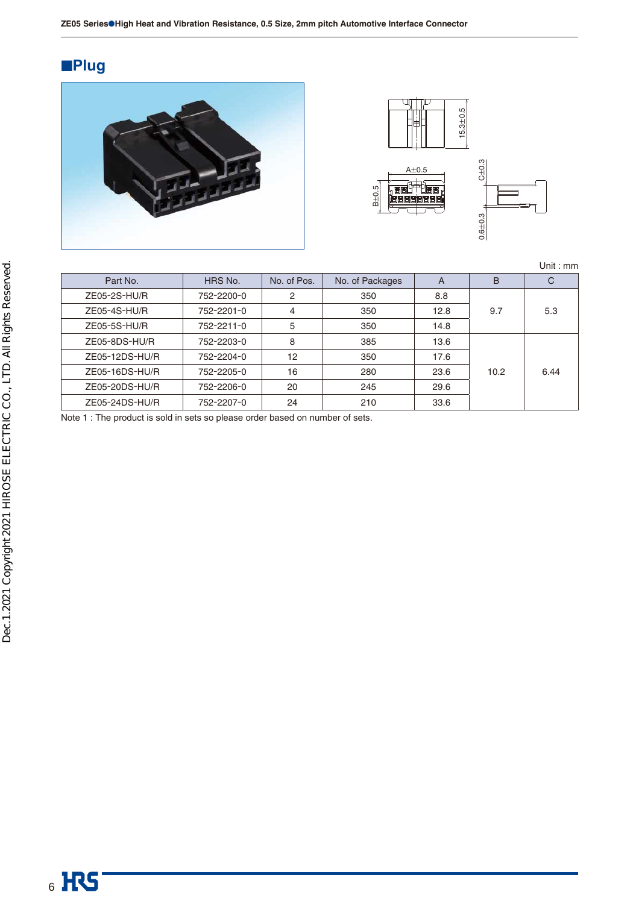## ■Plug

Unit : mm

| Part No. | HRS No. | No. of Pos. | No. of Packages | A | B | C |
|---|---|---|---|---|---|---|
| ZE05-2S-HU/R | 752-2200-0 | 2 | 350 | 8.8 | 9.7 | 5.3 |
| ZE05-4S-HU/R | 752-2201-0 | 4 | 350 | 12.8 | | |
| ZE05-5S-HU/R | 752-2211-0 | 5 | 350 | 14.8 | | |
| ZE05-8DS-HU/R | 752-2203-0 | 8 | 385 | 13.6 | 10.2 | 6.44 |
| ZE05-12DS-HU/R | 752-2204-0 | 12 | 350 | 17.6 | | |
| ZE05-16DS-HU/R | 752-2205-0 | 16 | 280 | 23.6 | | |
| ZE05-20DS-HU/R | 752-2206-0 | 20 | 245 | 29.6 | | |
| ZE05-24DS-HU/R | 752-2207-0 | 24 | 210 | 33.6 | | |

Note 1 : The product is sold in sets so please order based on number of sets.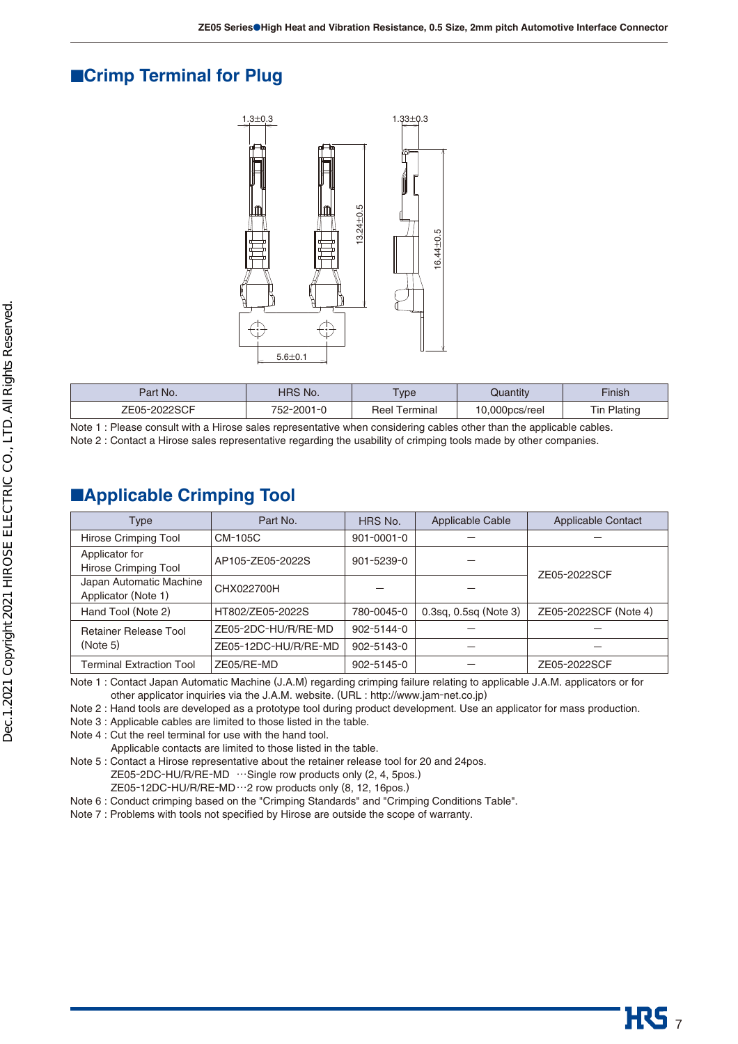## ■Crimp Terminal for Plug

1.3±0.3

1.33±0.3

13.24±0.5

16.44±0.5

5.6±0.1

| Part No. | HRS No. | Type | Quantity | Finish |
|---|---|---|---|---|
| ZE05-2022SCF | 752-2001-0 | Reel Terminal | 10,000pcs/reel | Tin Plating |

Note 1 : Please consult with a Hirose sales representative when considering cables other than the applicable cables.
Note 2 : Contact a Hirose sales representative regarding the usability of crimping tools made by other companies.

## ■Applicable Crimping Tool

| Type | Part No. | HRS No. | Applicable Cable | Applicable Contact |
|---|---|---|---|---|
| Hirose Crimping Tool | CM-105C | 901-0001-0 | — | — |
| Applicator for Hirose Crimping Tool | AP105-ZE05-2022S | 901-5239-0 | — | ZE05-2022SCF |
| Japan Automatic Machine Applicator (Note 1) | CHX022700H | — | — | |
| Hand Tool (Note 2) | HT802/ZE05-2022S | 780-0045-0 | 0.3sq, 0.5sq (Note 3) | ZE05-2022SCF (Note 4) |
| Retainer Release Tool (Note 5) | ZE05-2DC-HU/R/RE-MD | 902-5144-0 | — | — |
| | ZE05-12DC-HU/R/RE-MD | 902-5143-0 | — | — |
| Terminal Extraction Tool | ZE05/RE-MD | 902-5145-0 | — | ZE05-2022SCF |

Note 1 : Contact Japan Automatic Machine (J.A.M) regarding crimping failure relating to applicable J.A.M. applicators or for other applicator inquiries via the J.A.M. website. (URL : http://www.jam-net.co.jp)
Note 2 : Hand tools are developed as a prototype tool during product development. Use an applicator for mass production.
Note 3 : Applicable cables are limited to those listed in the table.
Note 4 : Cut the reel terminal for use with the hand tool.
Applicable contacts are limited to those listed in the table.
Note 5 : Contact a Hirose representative about the retainer release tool for 20 and 24pos.
ZE05-2DC-HU/R/RE-MD ···Single row products only (2, 4, 5pos.)
ZE05-12DC-HU/R/RE-MD···2 row products only (8, 12, 16pos.)
Note 6 : Conduct crimping based on the "Crimping Standards" and "Crimping Conditions Table".
Note 7 : Problems with tools not specified by Hirose are outside the scope of warranty.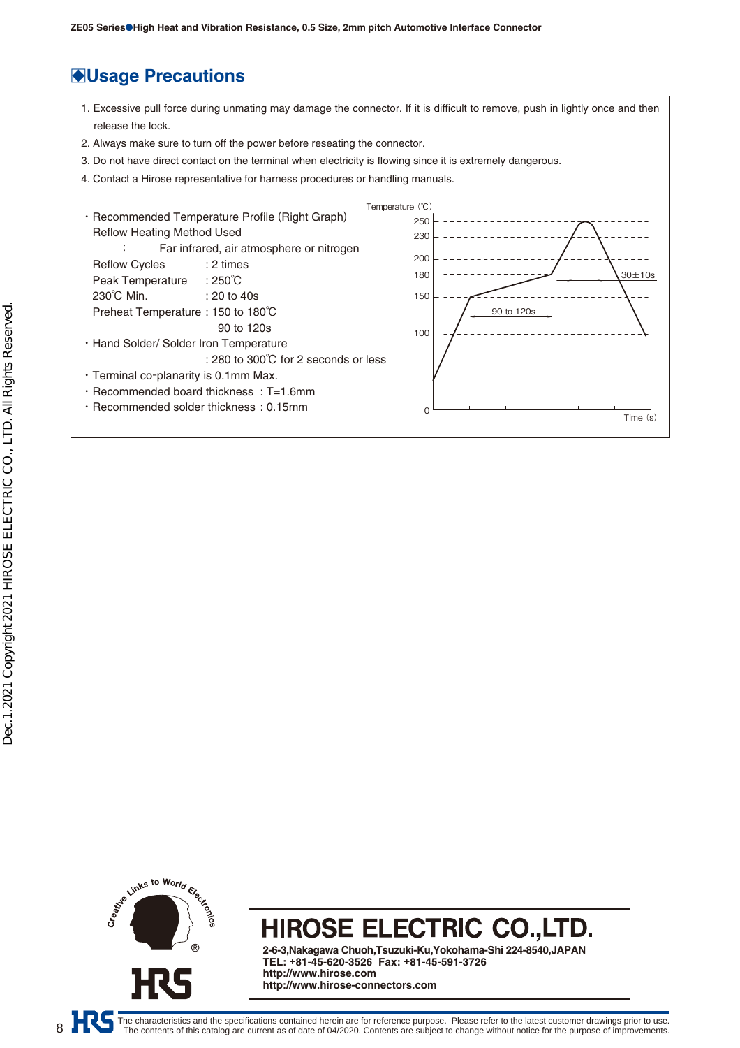# Usage Precautions

1. Excessive pull force during unmating may damage the connector. If it is difficult to remove, push in lightly once and then release the lock.
2. Always make sure to turn off the power before reseating the connector.
3. Do not have direct contact on the terminal when electricity is flowing since it is extremely dangerous.
4. Contact a Hirose representative for harness procedures or handling manuals.

・Recommended Temperature Profile (Right Graph)
Reflow Heating Method Used
: Far infrared, air atmosphere or nitrogen
Reflow Cycles : 2 times
Peak Temperature : 250℃
230℃ Min. : 20 to 40s
Preheat Temperature : 150 to 180℃
90 to 120s

・Hand Solder/ Solder Iron Temperature
: 280 to 300℃ for 2 seconds or less

・Terminal co-planarity is 0.1mm Max.

・Recommended board thickness : T=1.6mm

・Recommended solder thickness : 0.15mm

Temperature (℃)
250
230
200
180
150
100
0
90 to 120s
30±10s
Time (s)

**HIROSE ELECTRIC CO.,LTD.**
2-6-3,Nakagawa Chuoh,Tsuzuki-Ku,Yokohama-Shi 224-8540,JAPAN
TEL: +81-45-620-3526 Fax: +81-45-591-3726
http://www.hirose.com
http://www.hirose-connectors.com

The characteristics and the specifications contained herein are for reference purpose. Please refer to the latest customer drawings prior to use.
The contents of this catalog are current as of date of 04/2020. Contents are subject to change without notice for the purpose of improvements.